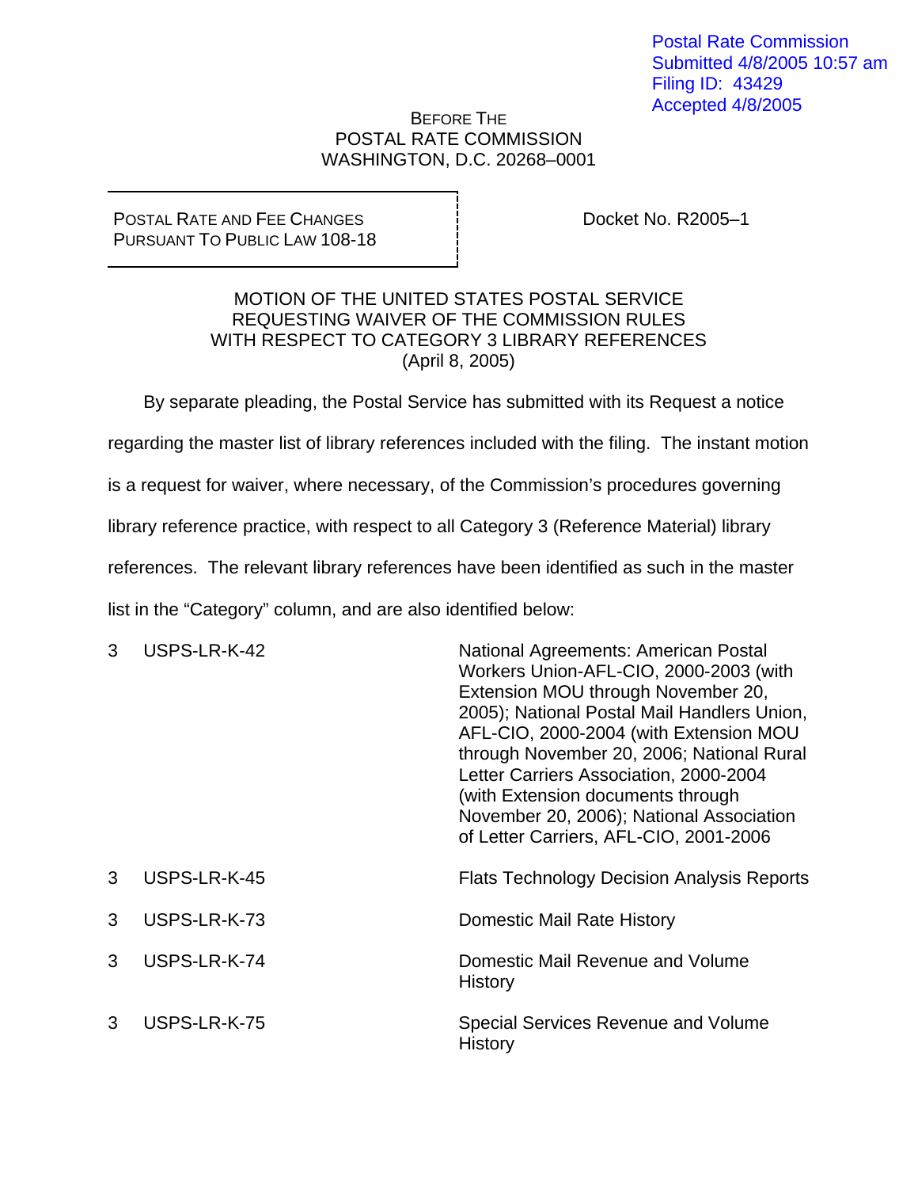Postal Rate Commission
Submitted 4/8/2005 10:57 am
Filing ID: 43429
Accepted 4/8/2005

BEFORE THE
POSTAL RATE COMMISSION
WASHINGTON, D.C. 20268–0001

POSTAL RATE AND FEE CHANGES
PURSUANT TO PUBLIC LAW 108-18

Docket No. R2005–1

MOTION OF THE UNITED STATES POSTAL SERVICE
REQUESTING WAIVER OF THE COMMISSION RULES
WITH RESPECT TO CATEGORY 3 LIBRARY REFERENCES
(April 8, 2005)

By separate pleading, the Postal Service has submitted with its Request a notice regarding the master list of library references included with the filing. The instant motion is a request for waiver, where necessary, of the Commission's procedures governing library reference practice, with respect to all Category 3 (Reference Material) library references. The relevant library references have been identified as such in the master list in the "Category" column, and are also identified below:

| | | |
|---|---|---|
| 3 | USPS-LR-K-42 | National Agreements: American Postal Workers Union-AFL-CIO, 2000-2003 (with Extension MOU through November 20, 2005); National Postal Mail Handlers Union, AFL-CIO, 2000-2004 (with Extension MOU through November 20, 2006; National Rural Letter Carriers Association, 2000-2004 (with Extension documents through November 20, 2006); National Association of Letter Carriers, AFL-CIO, 2001-2006 |
| 3 | USPS-LR-K-45 | Flats Technology Decision Analysis Reports |
| 3 | USPS-LR-K-73 | Domestic Mail Rate History |
| 3 | USPS-LR-K-74 | Domestic Mail Revenue and Volume History |
| 3 | USPS-LR-K-75 | Special Services Revenue and Volume History |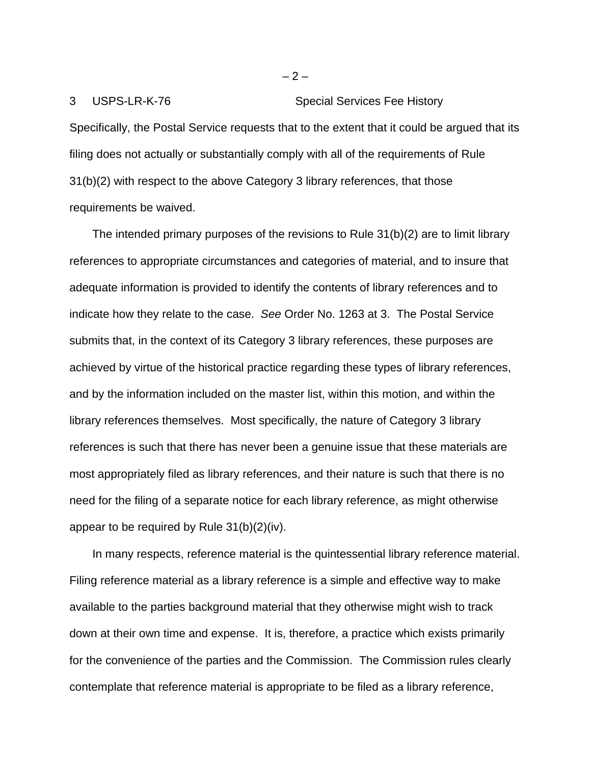3 USPS-LR-K-76 Special Services Fee History

Specifically, the Postal Service requests that to the extent that it could be argued that its filing does not actually or substantially comply with all of the requirements of Rule 31(b)(2) with respect to the above Category 3 library references, that those requirements be waived.

The intended primary purposes of the revisions to Rule 31(b)(2) are to limit library references to appropriate circumstances and categories of material, and to insure that adequate information is provided to identify the contents of library references and to indicate how they relate to the case. *See* Order No. 1263 at 3. The Postal Service submits that, in the context of its Category 3 library references, these purposes are achieved by virtue of the historical practice regarding these types of library references, and by the information included on the master list, within this motion, and within the library references themselves. Most specifically, the nature of Category 3 library references is such that there has never been a genuine issue that these materials are most appropriately filed as library references, and their nature is such that there is no need for the filing of a separate notice for each library reference, as might otherwise appear to be required by Rule 31(b)(2)(iv).

In many respects, reference material is the quintessential library reference material. Filing reference material as a library reference is a simple and effective way to make available to the parties background material that they otherwise might wish to track down at their own time and expense. It is, therefore, a practice which exists primarily for the convenience of the parties and the Commission. The Commission rules clearly contemplate that reference material is appropriate to be filed as a library reference,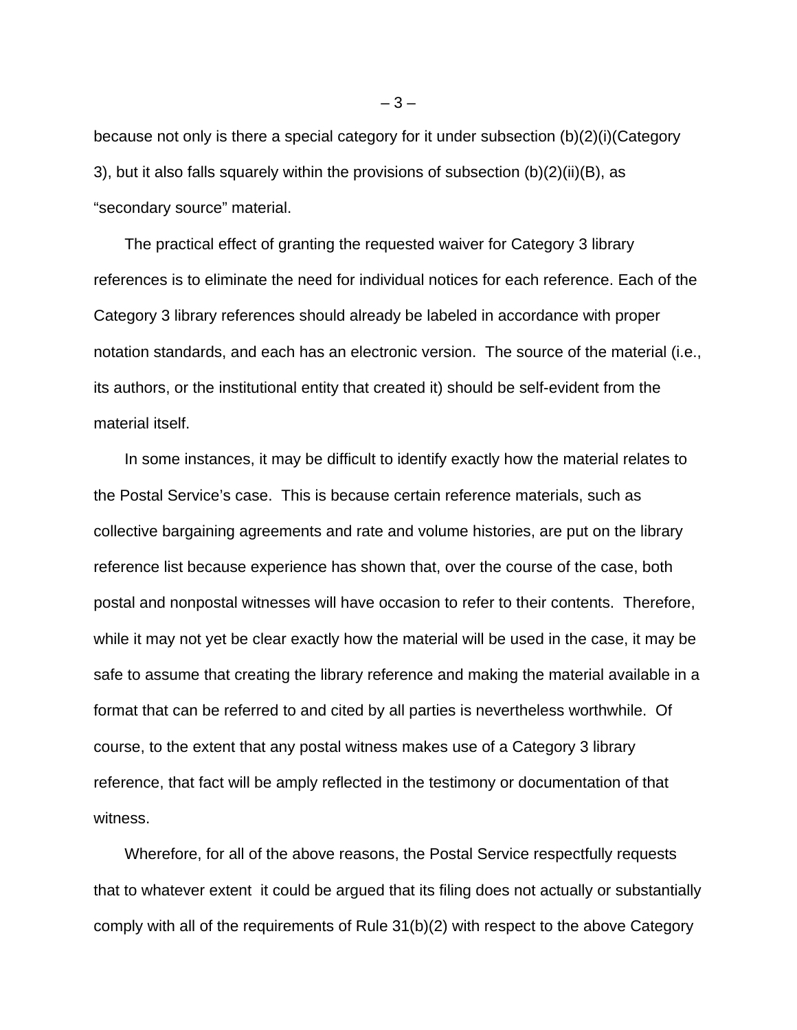because not only is there a special category for it under subsection (b)(2)(i)(Category 3), but it also falls squarely within the provisions of subsection (b)(2)(ii)(B), as "secondary source" material.

The practical effect of granting the requested waiver for Category 3 library references is to eliminate the need for individual notices for each reference. Each of the Category 3 library references should already be labeled in accordance with proper notation standards, and each has an electronic version. The source of the material (i.e., its authors, or the institutional entity that created it) should be self-evident from the material itself.

In some instances, it may be difficult to identify exactly how the material relates to the Postal Service's case. This is because certain reference materials, such as collective bargaining agreements and rate and volume histories, are put on the library reference list because experience has shown that, over the course of the case, both postal and nonpostal witnesses will have occasion to refer to their contents. Therefore, while it may not yet be clear exactly how the material will be used in the case, it may be safe to assume that creating the library reference and making the material available in a format that can be referred to and cited by all parties is nevertheless worthwhile. Of course, to the extent that any postal witness makes use of a Category 3 library reference, that fact will be amply reflected in the testimony or documentation of that witness.

Wherefore, for all of the above reasons, the Postal Service respectfully requests that to whatever extent it could be argued that its filing does not actually or substantially comply with all of the requirements of Rule 31(b)(2) with respect to the above Category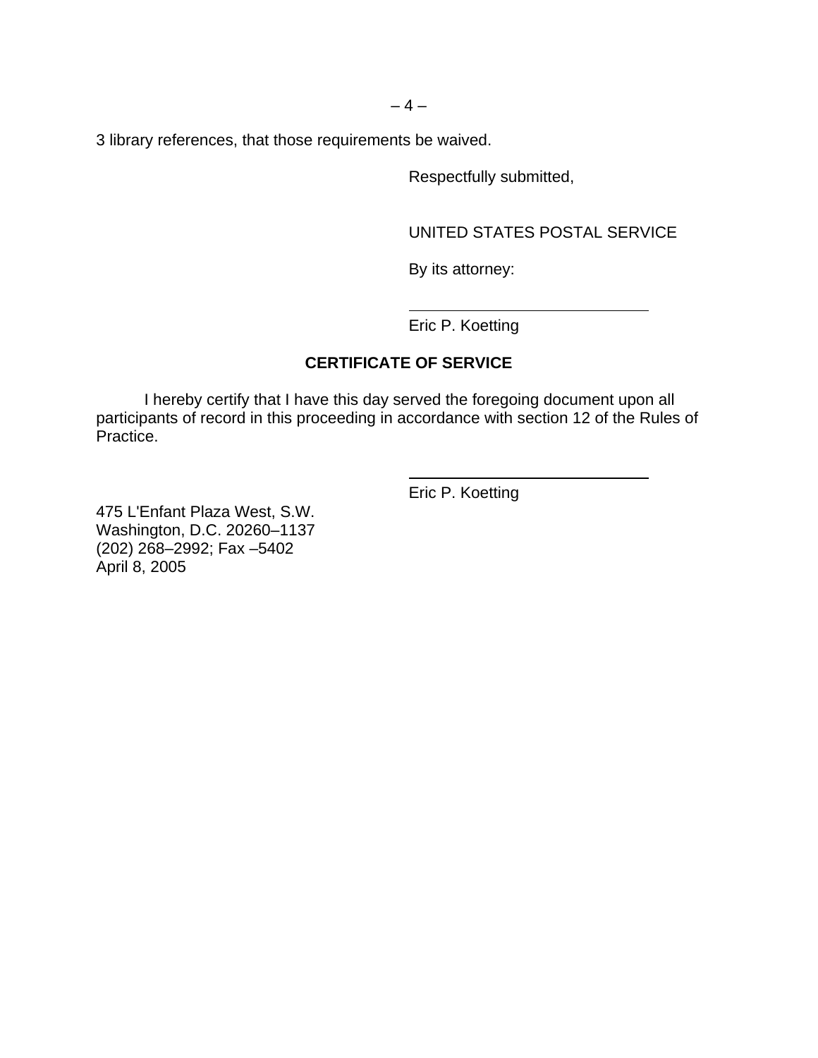3 library references, that those requirements be waived.

Respectfully submitted,

UNITED STATES POSTAL SERVICE

By its attorney:

\_\_\_\_\_\_\_\_\_\_\_\_\_\_\_\_\_\_\_\_\_\_\_\_\_\_\_\_\_\_

Eric P. Koetting

**CERTIFICATE OF SERVICE**

I hereby certify that I have this day served the foregoing document upon all participants of record in this proceeding in accordance with section 12 of the Rules of Practice.

\_\_\_\_\_\_\_\_\_\_\_\_\_\_\_\_\_\_\_\_\_\_\_\_\_\_\_\_\_\_

Eric P. Koetting

475 L'Enfant Plaza West, S.W.
Washington, D.C. 20260–1137
(202) 268–2992; Fax –5402
April 8, 2005